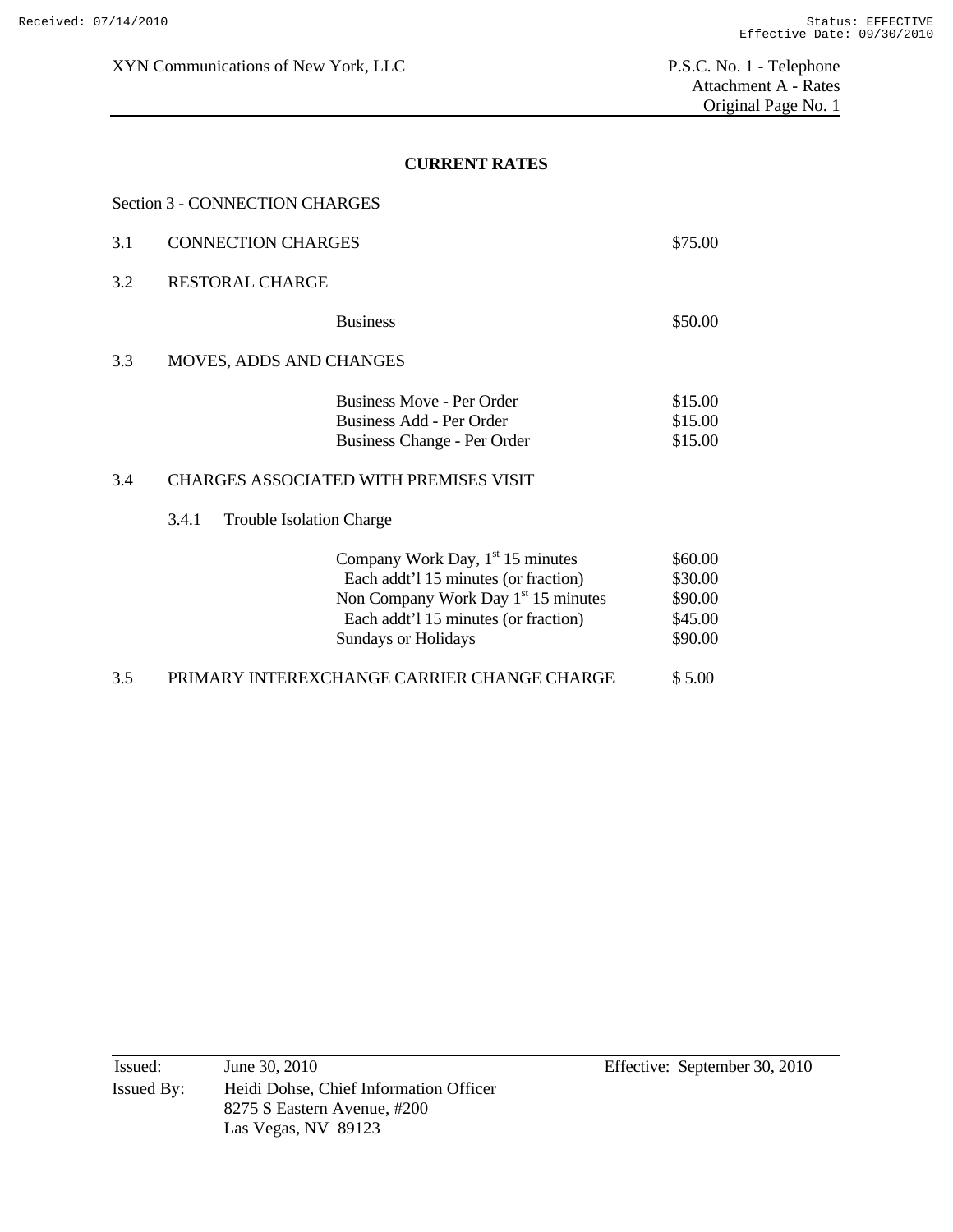XYN Communications of New York, LLC

P.S.C. No. 1 - Telephone
Attachment A - Rates
Original Page No. 1

## CURRENT RATES

### Section 3 - CONNECTION CHARGES

| | | | |
|---|---|---|---|
| 3.1 | CONNECTION CHARGES | | $75.00 |
| 3.2 | RESTORAL CHARGE | | |
| | | Business | $50.00 |
| 3.3 | MOVES, ADDS AND CHANGES | | |
| | | Business Move - Per Order | $15.00 |
| | | Business Add - Per Order | $15.00 |
| | | Business Change - Per Order | $15.00 |
| 3.4 | CHARGES ASSOCIATED WITH PREMISES VISIT | | |
| | 3.4.1 Trouble Isolation Charge | | |
| | | Company Work Day, 1st 15 minutes | $60.00 |
| | | Each addt'l 15 minutes (or fraction) | $30.00 |
| | | Non Company Work Day 1st 15 minutes | $90.00 |
| | | Each addt'l 15 minutes (or fraction) | $45.00 |
| | | Sundays or Holidays | $90.00 |
| 3.5 | PRIMARY INTEREXCHANGE CARRIER CHANGE CHARGE | | $ 5.00 |

Issued: June 30, 2010

Effective: September 30, 2010

Issued By: Heidi Dohse, Chief Information Officer
8275 S Eastern Avenue, #200
Las Vegas, NV 89123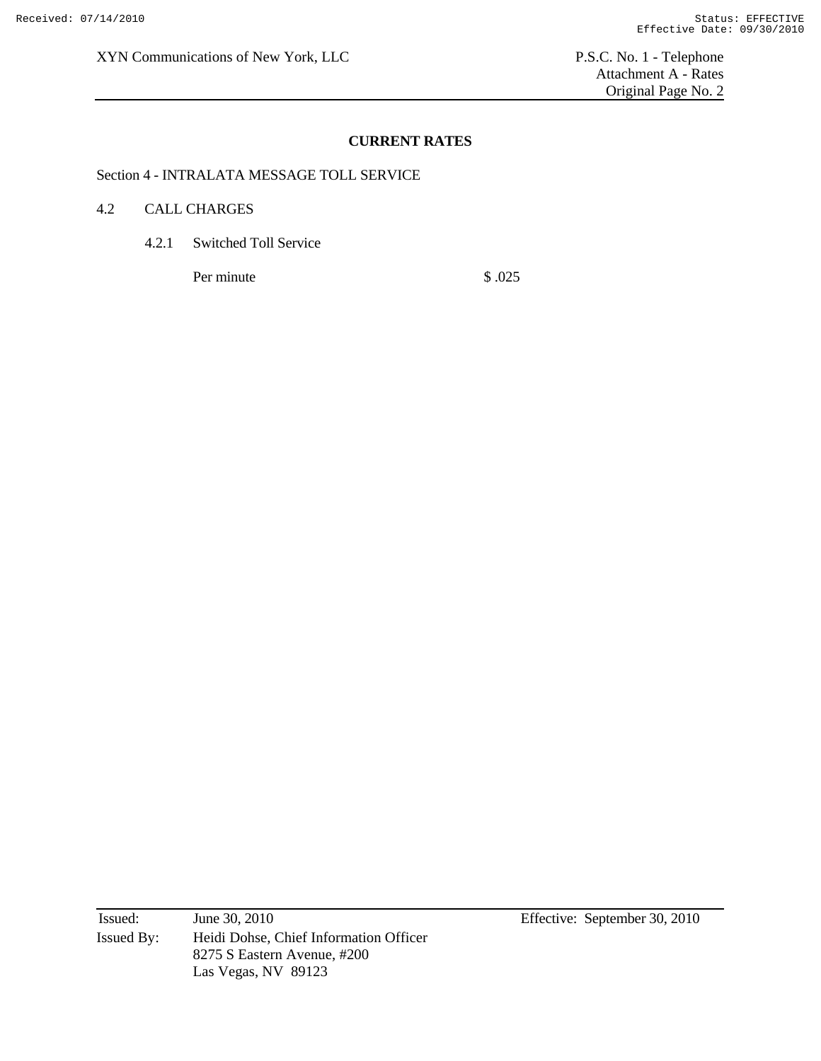## CURRENT RATES

Section 4 - INTRALATA MESSAGE TOLL SERVICE

4.2 CALL CHARGES

4.2.1 Switched Toll Service

| | |
|---|---|
| Per minute | $ .025 |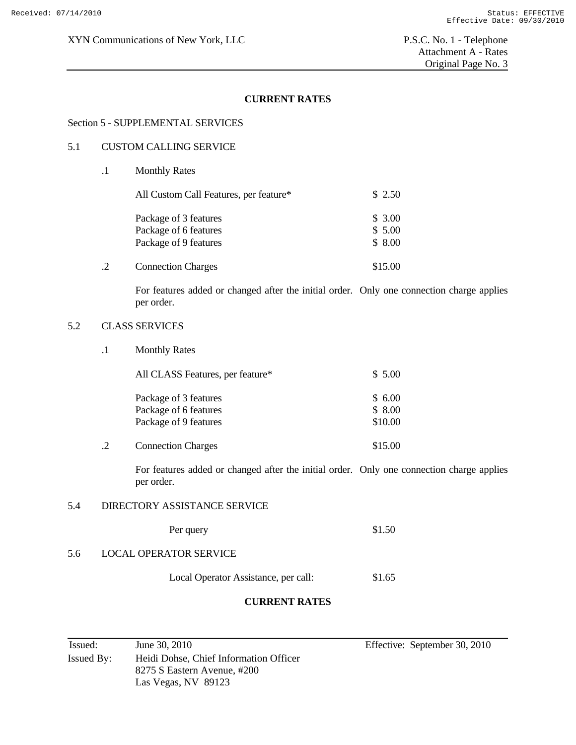## CURRENT RATES

### Section 5 - SUPPLEMENTAL SERVICES

#### 5.1 CUSTOM CALLING SERVICE

.1 Monthly Rates

| | |
|---|---|
| All Custom Call Features, per feature* | $ 2.50 |
| Package of 3 features | $ 3.00 |
| Package of 6 features | $ 5.00 |
| Package of 9 features | $ 8.00 |

.2 Connection Charges $15.00

For features added or changed after the initial order. Only one connection charge applies per order.

#### 5.2 CLASS SERVICES

.1 Monthly Rates

| | |
|---|---|
| All CLASS Features, per feature* | $ 5.00 |
| Package of 3 features | $ 6.00 |
| Package of 6 features | $ 8.00 |
| Package of 9 features | $10.00 |

.2 Connection Charges $15.00

For features added or changed after the initial order. Only one connection charge applies per order.

#### 5.4 DIRECTORY ASSISTANCE SERVICE

Per query $1.50

#### 5.6 LOCAL OPERATOR SERVICE

Local Operator Assistance, per call: $1.65

## CURRENT RATES

Issued: June 30, 2010 Effective: September 30, 2010

Issued By: Heidi Dohse, Chief Information Officer
8275 S Eastern Avenue, #200
Las Vegas, NV 89123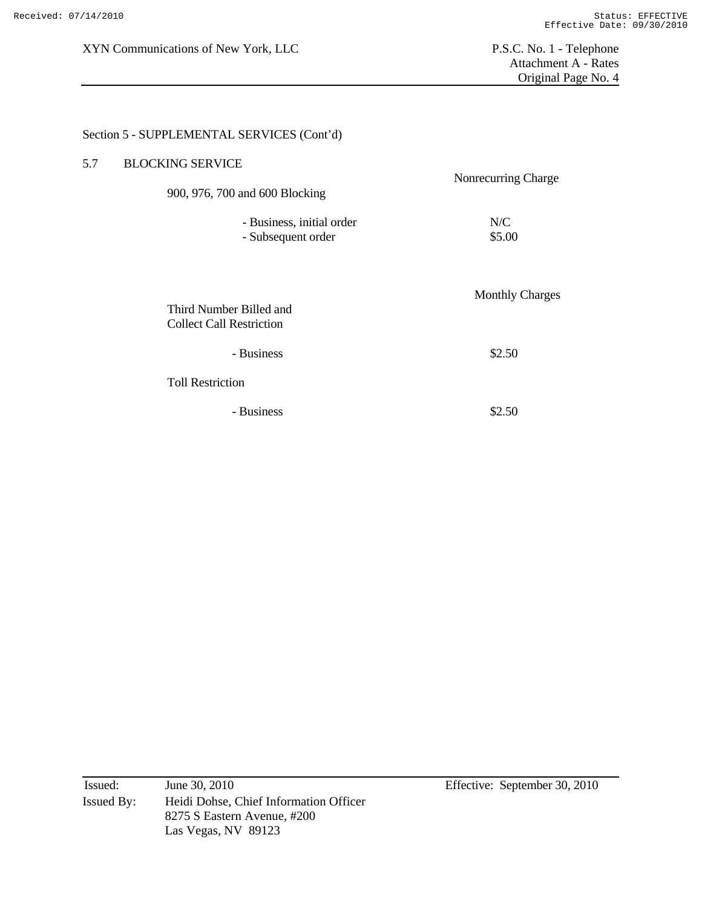Section 5 - SUPPLEMENTAL SERVICES (Cont'd)

5.7 BLOCKING SERVICE

| | Nonrecurring Charge |
|---|---|
| 900, 976, 700 and 600 Blocking | |
| - Business, initial order | N/C |
| - Subsequent order | $5.00 |

| | Monthly Charges |
|---|---|
| Third Number Billed and Collect Call Restriction | |
| - Business | $2.50 |
| Toll Restriction | |
| - Business | $2.50 |

Issued: June 30, 2010 Effective: September 30, 2010

Issued By: Heidi Dohse, Chief Information Officer
8275 S Eastern Avenue, #200
Las Vegas, NV 89123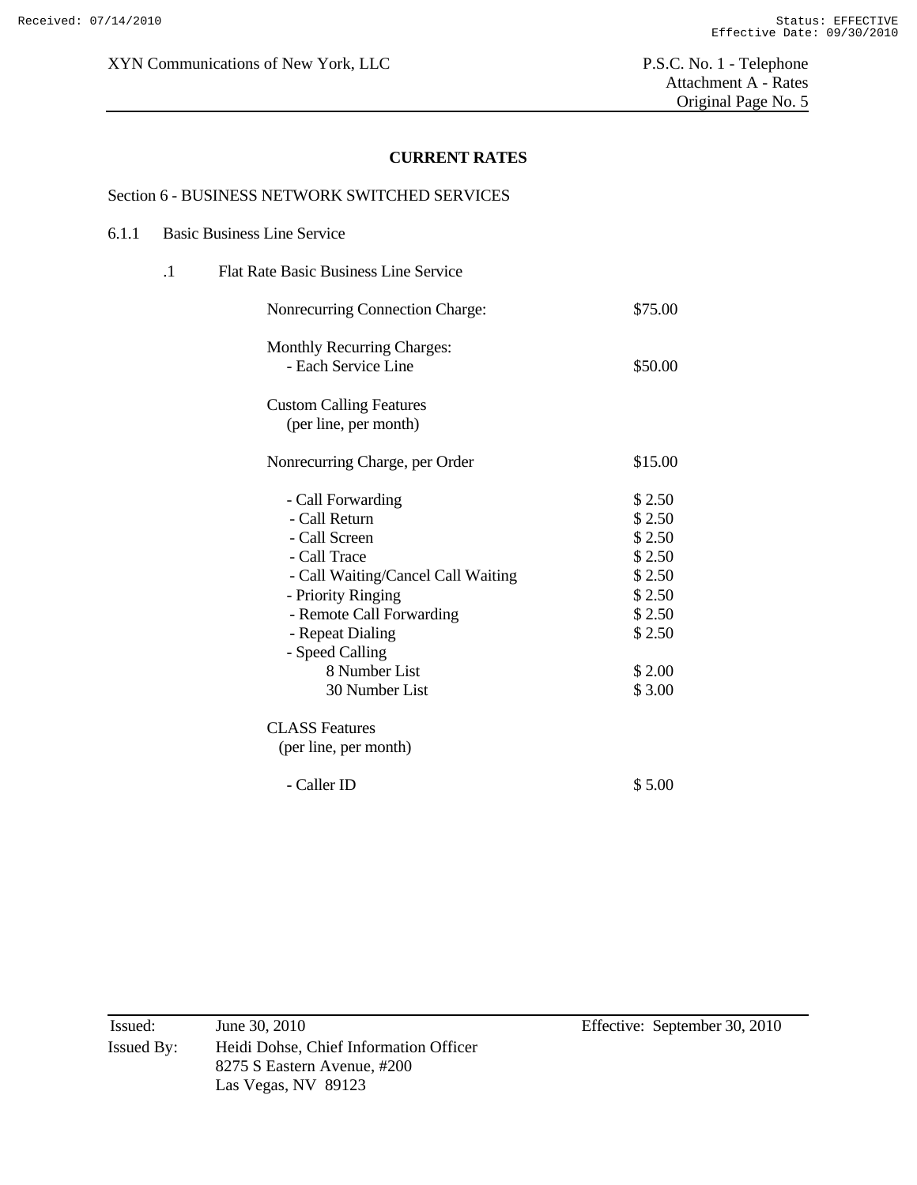**CURRENT RATES**

Section 6 - BUSINESS NETWORK SWITCHED SERVICES

6.1.1 Basic Business Line Service

.1 Flat Rate Basic Business Line Service

| | |
|---|---|
| Nonrecurring Connection Charge: | $75.00 |
| Monthly Recurring Charges: | |
| - Each Service Line | $50.00 |
| Custom Calling Features (per line, per month) | |
| Nonrecurring Charge, per Order | $15.00 |
| - Call Forwarding | $ 2.50 |
| - Call Return | $ 2.50 |
| - Call Screen | $ 2.50 |
| - Call Trace | $ 2.50 |
| - Call Waiting/Cancel Call Waiting | $ 2.50 |
| - Priority Ringing | $ 2.50 |
| - Remote Call Forwarding | $ 2.50 |
| - Repeat Dialing | $ 2.50 |
| - Speed Calling | |
| 8 Number List | $ 2.00 |
| 30 Number List | $ 3.00 |
| CLASS Features (per line, per month) | |
| - Caller ID | $ 5.00 |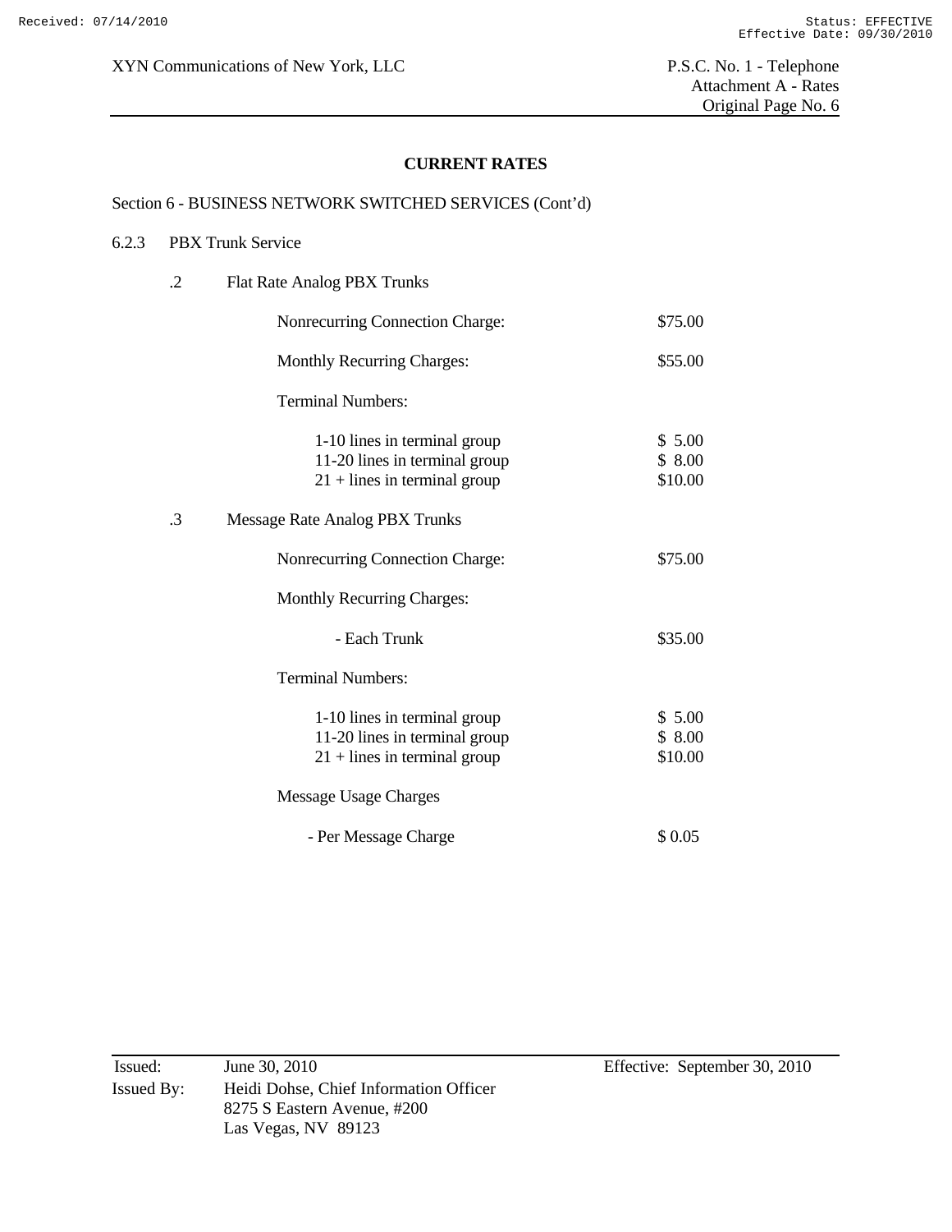## CURRENT RATES

Section 6 - BUSINESS NETWORK SWITCHED SERVICES (Cont'd)

6.2.3 PBX Trunk Service

.2 Flat Rate Analog PBX Trunks

| | |
|---|---|
| Nonrecurring Connection Charge: | $75.00 |
| Monthly Recurring Charges: | $55.00 |
| Terminal Numbers: | |
| 1-10 lines in terminal group | $ 5.00 |
| 11-20 lines in terminal group | $ 8.00 |
| 21 + lines in terminal group | $10.00 |

.3 Message Rate Analog PBX Trunks

| | |
|---|---|
| Nonrecurring Connection Charge: | $75.00 |
| Monthly Recurring Charges: | |
| - Each Trunk | $35.00 |
| Terminal Numbers: | |
| 1-10 lines in terminal group | $ 5.00 |
| 11-20 lines in terminal group | $ 8.00 |
| 21 + lines in terminal group | $10.00 |
| Message Usage Charges | |
| - Per Message Charge | $ 0.05 |

Issued: June 30, 2010 Effective: September 30, 2010

Issued By: Heidi Dohse, Chief Information Officer
8275 S Eastern Avenue, #200
Las Vegas, NV 89123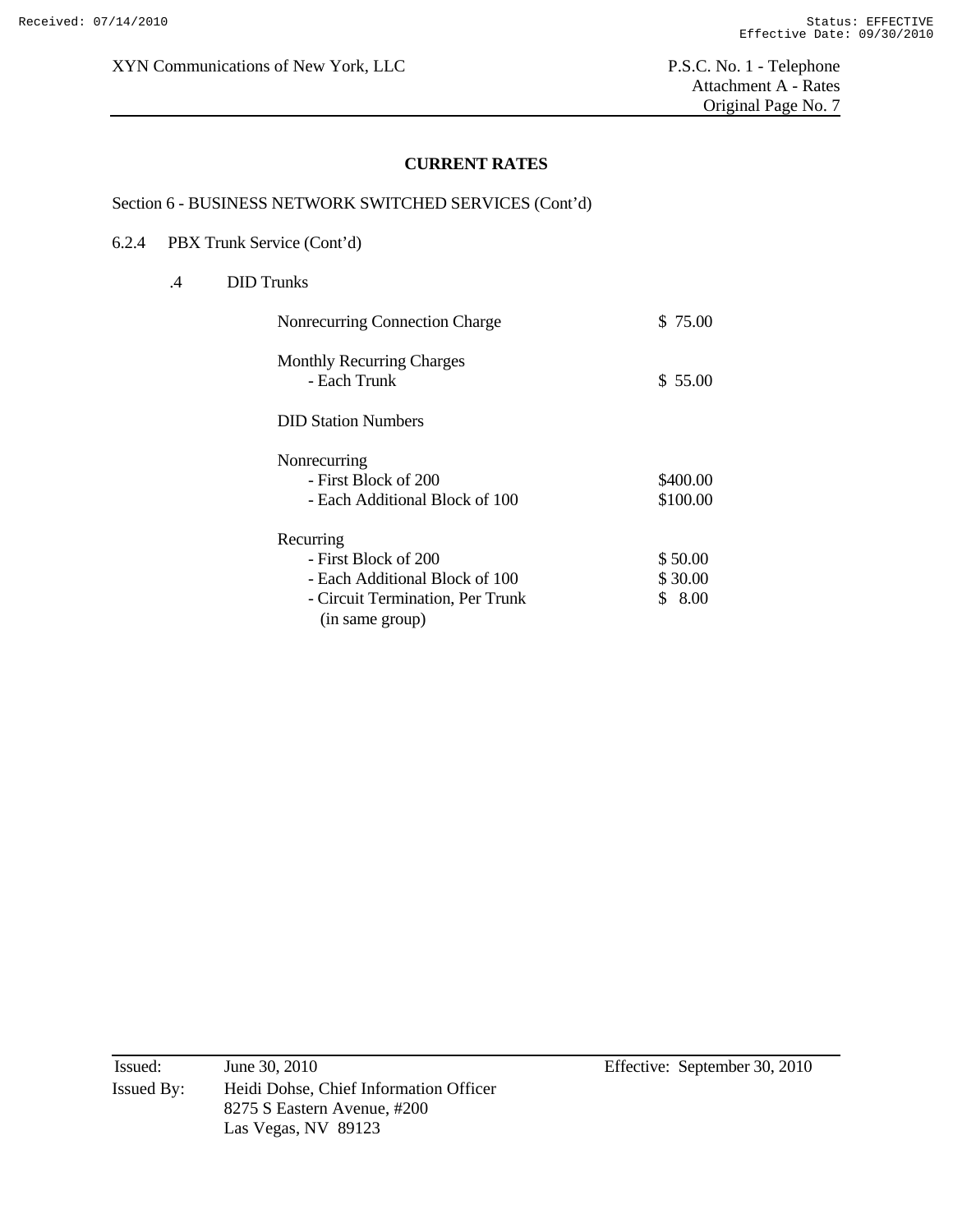## CURRENT RATES

Section 6 - BUSINESS NETWORK SWITCHED SERVICES (Cont'd)

6.2.4 PBX Trunk Service (Cont'd)

.4 DID Trunks

| | |
|---|---|
| Nonrecurring Connection Charge | \$ 75.00 |
| Monthly Recurring Charges | |
| - Each Trunk | \$ 55.00 |
| DID Station Numbers | |
| Nonrecurring | |
| - First Block of 200 | \$400.00 |
| - Each Additional Block of 100 | \$100.00 |
| Recurring | |
| - First Block of 200 | \$ 50.00 |
| - Each Additional Block of 100 | \$ 30.00 |
| - Circuit Termination, Per Trunk (in same group) | \$ 8.00 |

Issued: June 30, 2010

Effective: September 30, 2010

Issued By: Heidi Dohse, Chief Information Officer
8275 S Eastern Avenue, #200
Las Vegas, NV 89123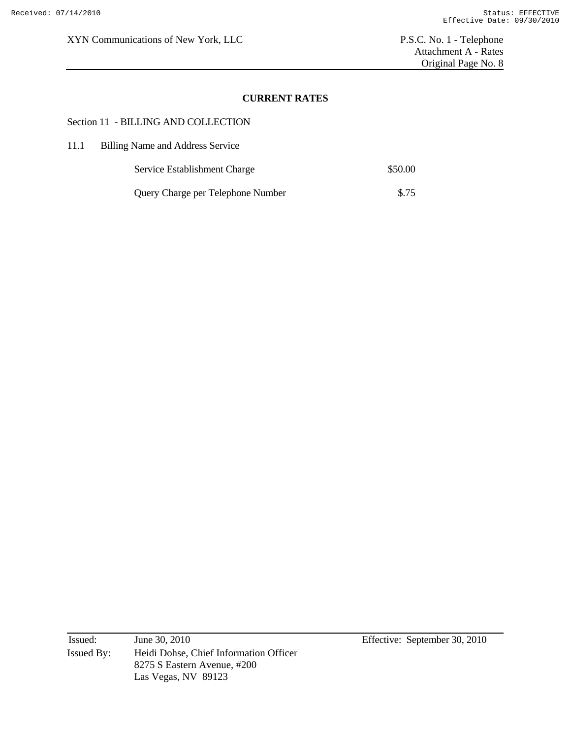## CURRENT RATES

Section 11 - BILLING AND COLLECTION

11.1 Billing Name and Address Service

| | |
|---|---|
| Service Establishment Charge | $50.00 |
| Query Charge per Telephone Number | $.75 |

Issued: June 30, 2010

Effective: September 30, 2010

Issued By: Heidi Dohse, Chief Information Officer
8275 S Eastern Avenue, #200
Las Vegas, NV 89123